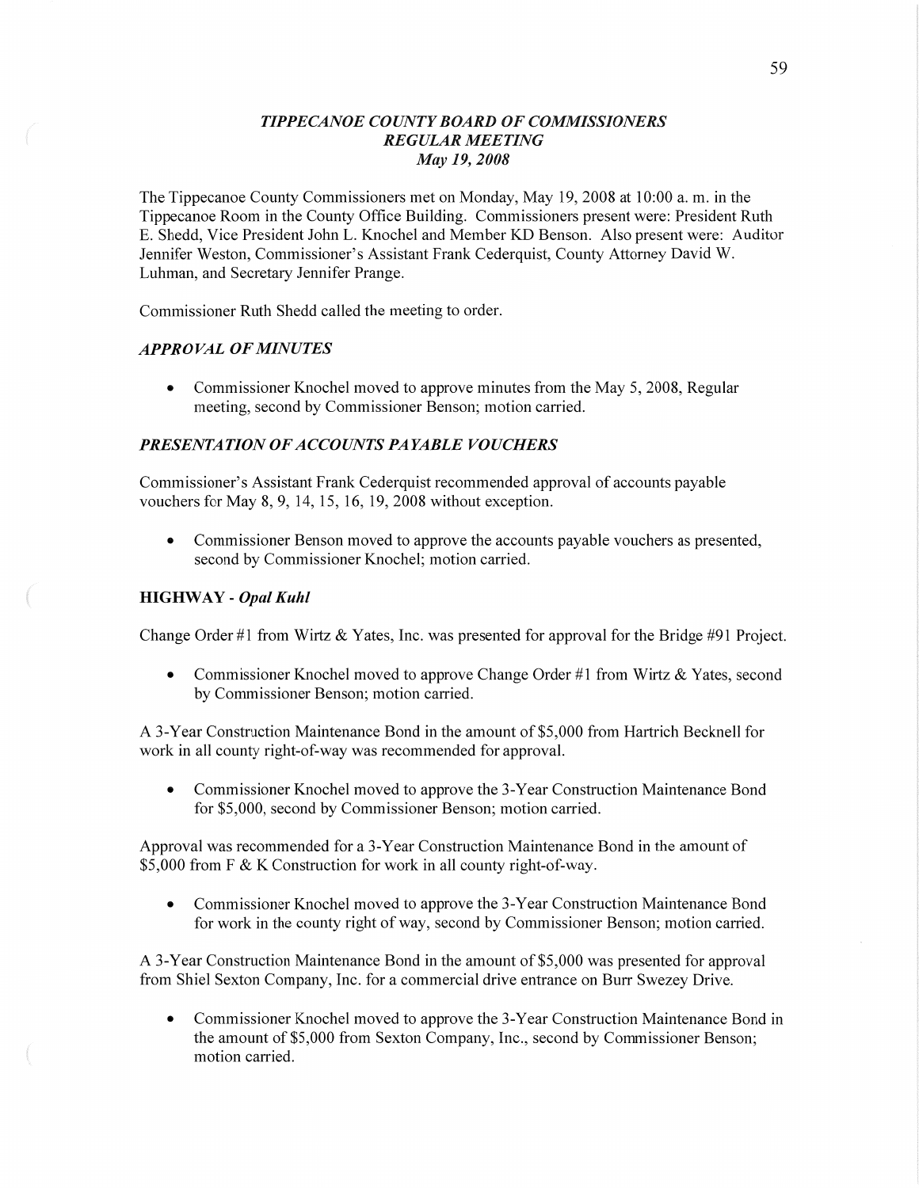# *TIPPECANOE COUNTY BOARD OF COMMISSIONERS*
## *REGULAR MEETING*
### *May 19, 2008*

The Tippecanoe County Commissioners met on Monday, May 19, 2008 at 10:00 a. m. in the Tippecanoe Room in the County Office Building. Commissioners present were: President Ruth E. Shedd, Vice President John L. Knochel and Member KD Benson. Also present were: Auditor Jennifer Weston, Commissioner's Assistant Frank Cederquist, County Attorney David W. Luhman, and Secretary Jennifer Prange.

Commissioner Ruth Shedd called the meeting to order.

### *APPROVAL OF MINUTES*

- Commissioner Knochel moved to approve minutes from the May 5, 2008, Regular meeting, second by Commissioner Benson; motion carried.

### *PRESENTATION OF ACCOUNTS PAYABLE VOUCHERS*

Commissioner's Assistant Frank Cederquist recommended approval of accounts payable vouchers for May 8, 9, 14, 15, 16, 19, 2008 without exception.

- Commissioner Benson moved to approve the accounts payable vouchers as presented, second by Commissioner Knochel; motion carried.

### **HIGHWAY** - *Opal Kuhl*

Change Order #1 from Wirtz & Yates, Inc. was presented for approval for the Bridge #91 Project.

- Commissioner Knochel moved to approve Change Order #1 from Wirtz & Yates, second by Commissioner Benson; motion carried.

A 3-Year Construction Maintenance Bond in the amount of $5,000 from Hartrich Becknell for work in all county right-of-way was recommended for approval.

- Commissioner Knochel moved to approve the 3-Year Construction Maintenance Bond for $5,000, second by Commissioner Benson; motion carried.

Approval was recommended for a 3-Year Construction Maintenance Bond in the amount of $5,000 from F & K Construction for work in all county right-of-way.

- Commissioner Knochel moved to approve the 3-Year Construction Maintenance Bond for work in the county right of way, second by Commissioner Benson; motion carried.

A 3-Year Construction Maintenance Bond in the amount of $5,000 was presented for approval from Shiel Sexton Company, Inc. for a commercial drive entrance on Burr Swezey Drive.

- Commissioner Knochel moved to approve the 3-Year Construction Maintenance Bond in the amount of $5,000 from Sexton Company, Inc., second by Commissioner Benson; motion carried.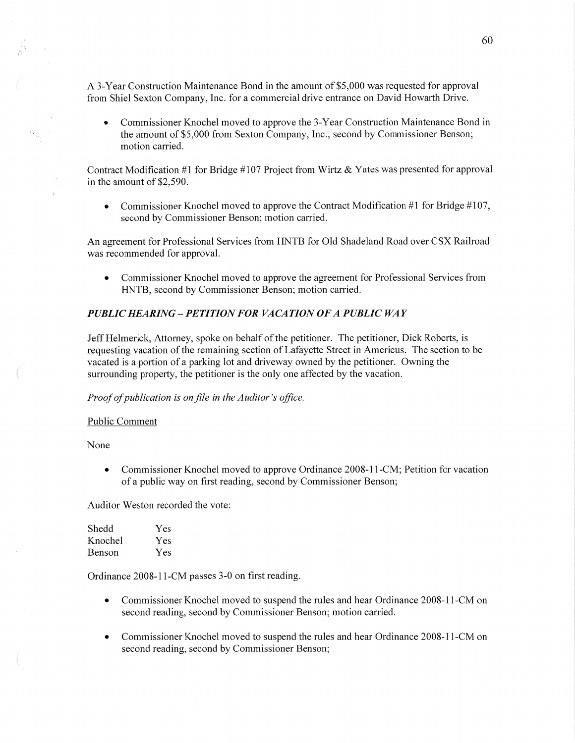A 3-Year Construction Maintenance Bond in the amount of $5,000 was requested for approval from Shiel Sexton Company, Inc. for a commercial drive entrance on David Howarth Drive.

- Commissioner Knochel moved to approve the 3-Year Construction Maintenance Bond in the amount of $5,000 from Sexton Company, Inc., second by Commissioner Benson; motion carried.

Contract Modification #1 for Bridge #107 Project from Wirtz & Yates was presented for approval in the amount of $2,590.

- Commissioner Knochel moved to approve the Contract Modification #1 for Bridge #107, second by Commissioner Benson; motion carried.

An agreement for Professional Services from HNTB for Old Shadeland Road over CSX Railroad was recommended for approval.

- Commissioner Knochel moved to approve the agreement for Professional Services from HNTB, second by Commissioner Benson; motion carried.

### *PUBLIC HEARING – PETITION FOR VACATION OF A PUBLIC WAY*

Jeff Helmerick, Attorney, spoke on behalf of the petitioner. The petitioner, Dick Roberts, is requesting vacation of the remaining section of Lafayette Street in Americus. The section to be vacated is a portion of a parking lot and driveway owned by the petitioner. Owning the surrounding property, the petitioner is the only one affected by the vacation.

*Proof of publication is on file in the Auditor's office.*

Public Comment

None

- Commissioner Knochel moved to approve Ordinance 2008-11-CM; Petition for vacation of a public way on first reading, second by Commissioner Benson;

Auditor Weston recorded the vote:

| | |
|---|---|
| Shedd | Yes |
| Knochel | Yes |
| Benson | Yes |

Ordinance 2008-11-CM passes 3-0 on first reading.

- Commissioner Knochel moved to suspend the rules and hear Ordinance 2008-11-CM on second reading, second by Commissioner Benson; motion carried.

- Commissioner Knochel moved to suspend the rules and hear Ordinance 2008-11-CM on second reading, second by Commissioner Benson;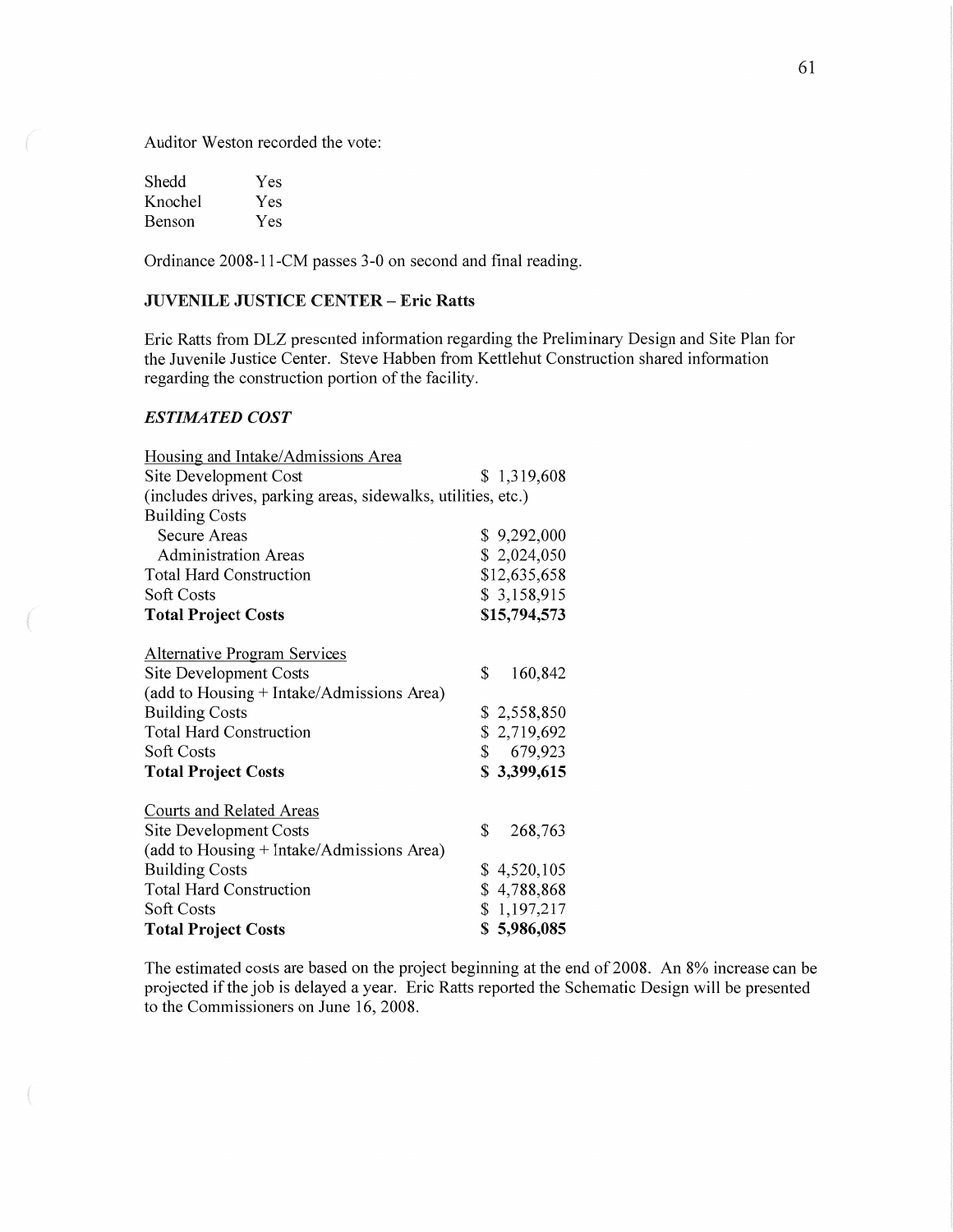Auditor Weston recorded the vote:

| | |
|---|---|
| Shedd | Yes |
| Knochel | Yes |
| Benson | Yes |

Ordinance 2008-11-CM passes 3-0 on second and final reading.

## JUVENILE JUSTICE CENTER – Eric Ratts

Eric Ratts from DLZ presented information regarding the Preliminary Design and Site Plan for the Juvenile Justice Center. Steve Habben from Kettlehut Construction shared information regarding the construction portion of the facility.

### *ESTIMATED COST*

| | |
|---|---|
| <u>Housing and Intake/Admissions Area</u> | |
| Site Development Cost | $ 1,319,608 |
| (includes drives, parking areas, sidewalks, utilities, etc.) | |
| Building Costs | |
| Secure Areas | $ 9,292,000 |
| Administration Areas | $ 2,024,050 |
| Total Hard Construction | $12,635,658 |
| Soft Costs | $ 3,158,915 |
| **Total Project Costs** | **$15,794,573** |
| | |
| <u>Alternative Program Services</u> | |
| Site Development Costs | $ 160,842 |
| (add to Housing + Intake/Admissions Area) | |
| Building Costs | $ 2,558,850 |
| Total Hard Construction | $ 2,719,692 |
| Soft Costs | $ 679,923 |
| **Total Project Costs** | **$ 3,399,615** |
| | |
| <u>Courts and Related Areas</u> | |
| Site Development Costs | $ 268,763 |
| (add to Housing + Intake/Admissions Area) | |
| Building Costs | $ 4,520,105 |
| Total Hard Construction | $ 4,788,868 |
| Soft Costs | $ 1,197,217 |
| **Total Project Costs** | **$ 5,986,085** |

The estimated costs are based on the project beginning at the end of 2008. An 8% increase can be projected if the job is delayed a year. Eric Ratts reported the Schematic Design will be presented to the Commissioners on June 16, 2008.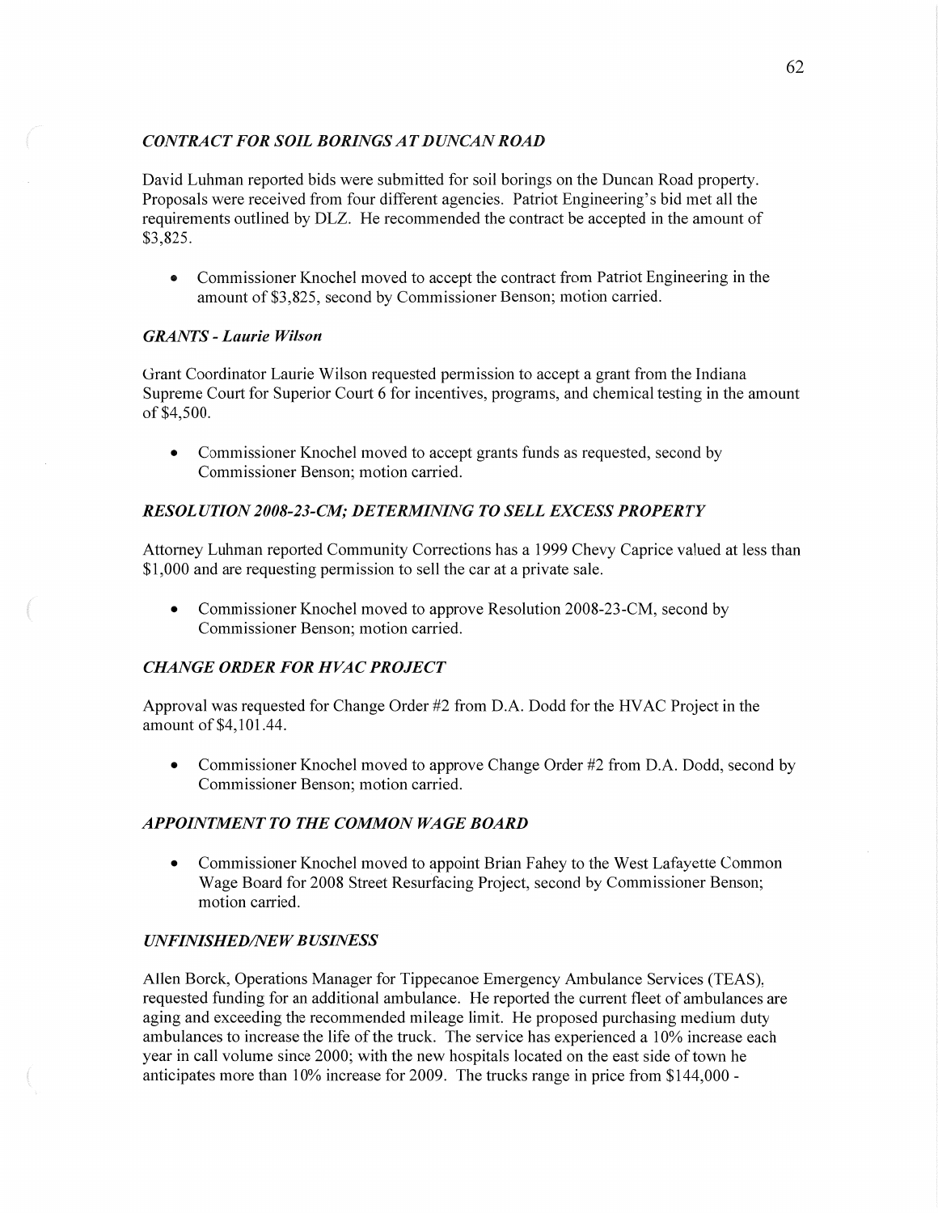### *CONTRACT FOR SOIL BORINGS AT DUNCAN ROAD*

David Luhman reported bids were submitted for soil borings on the Duncan Road property. Proposals were received from four different agencies. Patriot Engineering's bid met all the requirements outlined by DLZ. He recommended the contract be accepted in the amount of $3,825.

- Commissioner Knochel moved to accept the contract from Patriot Engineering in the amount of $3,825, second by Commissioner Benson; motion carried.

### *GRANTS - Laurie Wilson*

Grant Coordinator Laurie Wilson requested permission to accept a grant from the Indiana Supreme Court for Superior Court 6 for incentives, programs, and chemical testing in the amount of $4,500.

- Commissioner Knochel moved to accept grants funds as requested, second by Commissioner Benson; motion carried.

### *RESOLUTION 2008-23-CM; DETERMINING TO SELL EXCESS PROPERTY*

Attorney Luhman reported Community Corrections has a 1999 Chevy Caprice valued at less than $1,000 and are requesting permission to sell the car at a private sale.

- Commissioner Knochel moved to approve Resolution 2008-23-CM, second by Commissioner Benson; motion carried.

### *CHANGE ORDER FOR HVAC PROJECT*

Approval was requested for Change Order #2 from D.A. Dodd for the HVAC Project in the amount of $4,101.44.

- Commissioner Knochel moved to approve Change Order #2 from D.A. Dodd, second by Commissioner Benson; motion carried.

### *APPOINTMENT TO THE COMMON WAGE BOARD*

- Commissioner Knochel moved to appoint Brian Fahey to the West Lafayette Common Wage Board for 2008 Street Resurfacing Project, second by Commissioner Benson; motion carried.

### *UNFINISHED/NEW BUSINESS*

Allen Borck, Operations Manager for Tippecanoe Emergency Ambulance Services (TEAS), requested funding for an additional ambulance. He reported the current fleet of ambulances are aging and exceeding the recommended mileage limit. He proposed purchasing medium duty ambulances to increase the life of the truck. The service has experienced a 10% increase each year in call volume since 2000; with the new hospitals located on the east side of town he anticipates more than 10% increase for 2009. The trucks range in price from $144,000 -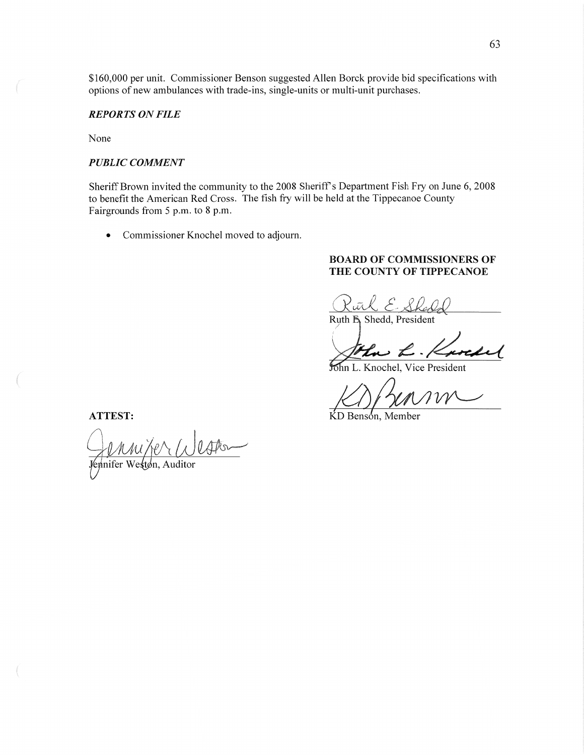$160,000 per unit. Commissioner Benson suggested Allen Borck provide bid specifications with options of new ambulances with trade-ins, single-units or multi-unit purchases.

*REPORTS ON FILE*

None

*PUBLIC COMMENT*

Sheriff Brown invited the community to the 2008 Sheriff's Department Fish Fry on June 6, 2008 to benefit the American Red Cross. The fish fry will be held at the Tippecanoe County Fairgrounds from 5 p.m. to 8 p.m.

- Commissioner Knochel moved to adjourn.

**BOARD OF COMMISSIONERS OF THE COUNTY OF TIPPECANOE**

Ruth E. Shedd, President

John L. Knochel, Vice President

KD Benson, Member

**ATTEST:**

Jennifer Weston, Auditor